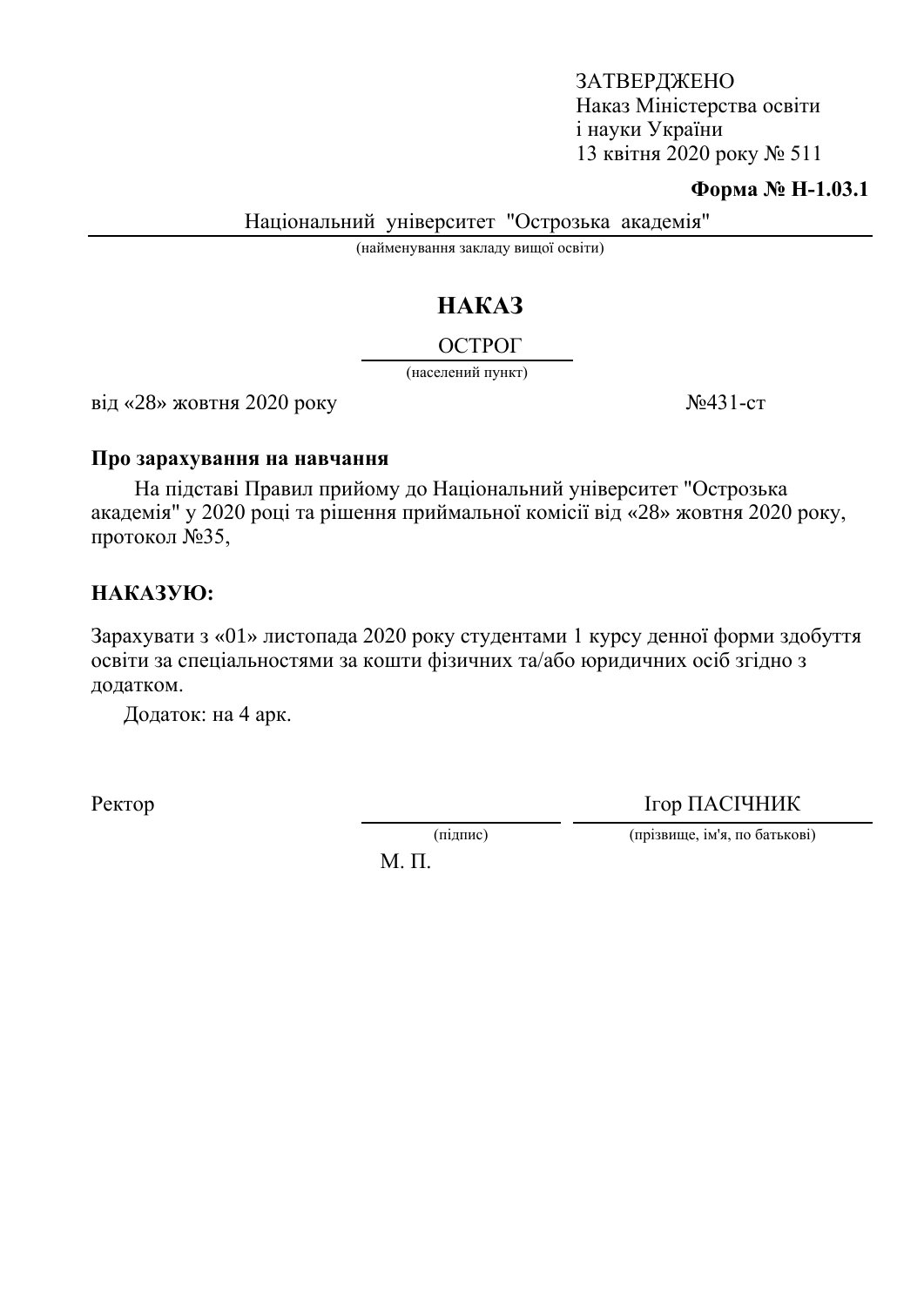ЗАТВЕРДЖЕНО
Наказ Міністерства освіти
і науки України
13 квітня 2020 року № 511

**Форма № Н-1.03.1**

Національний університет "Острозька академія"

(найменування закладу вищої освіти)

# НАКАЗ

ОСТРОГ

(населений пункт)

від «28» жовтня 2020 року №431-ст

**Про зарахування на навчання**

На підставі Правил прийому до Національний університет "Острозька академія" у 2020 році та рішення приймальної комісії від «28» жовтня 2020 року, протокол №35,

**НАКАЗУЮ:**

Зарахувати з «01» листопада 2020 року студентами 1 курсу денної форми здобуття освіти за спеціальностями за кошти фізичних та/або юридичних осіб згідно з додатком.

Додаток: на 4 арк.

Ректор Ігор ПАСІЧНИК

(підпис) (прізвище, ім'я, по батькові)

М. П.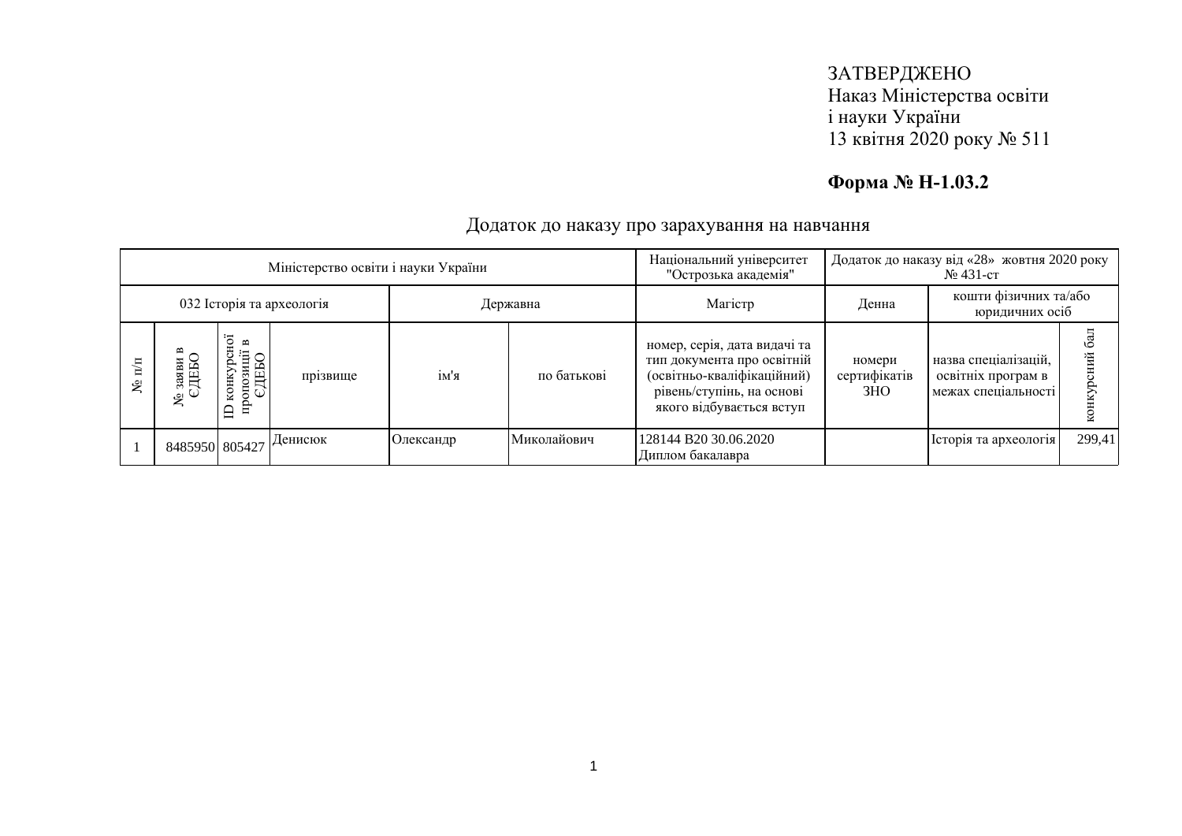ЗАТВЕРДЖЕНО
Наказ Міністерства освіти
і науки України
13 квітня 2020 року № 511

**Форма № Н-1.03.2**

## Додаток до наказу про зарахування на навчання

| Міністерство освіти і науки України | | | | | | Національний університет "Острозька академія" | Додаток до наказу від «28» жовтня 2020 року № 431-ст | | |
|---|---|---|---|---|---|---|---|---|---|
| 032 Історія та археологія | | | | Державна | | Магістр | Денна | кошти фізичних та/або юридичних осіб | |
| № п/п | № заяви в ЄДЕБО | ID конкурсної пропозиції в ЄДЕБО | прізвище | ім'я | по батькові | номер, серія, дата видачі та тип документа про освітній (освітньо-кваліфікаційний) рівень/ступінь, на основі якого відбувається вступ | номери сертифікатів ЗНО | назва спеціалізацій, освітніх програм в межах спеціальності | конкурсний бал |
| 1 | 8485950 | 805427 | Денисюк | Олександр | Миколайович | 128144 B20 30.06.2020 Диплом бакалавра | | Історія та археологія | 299,41 |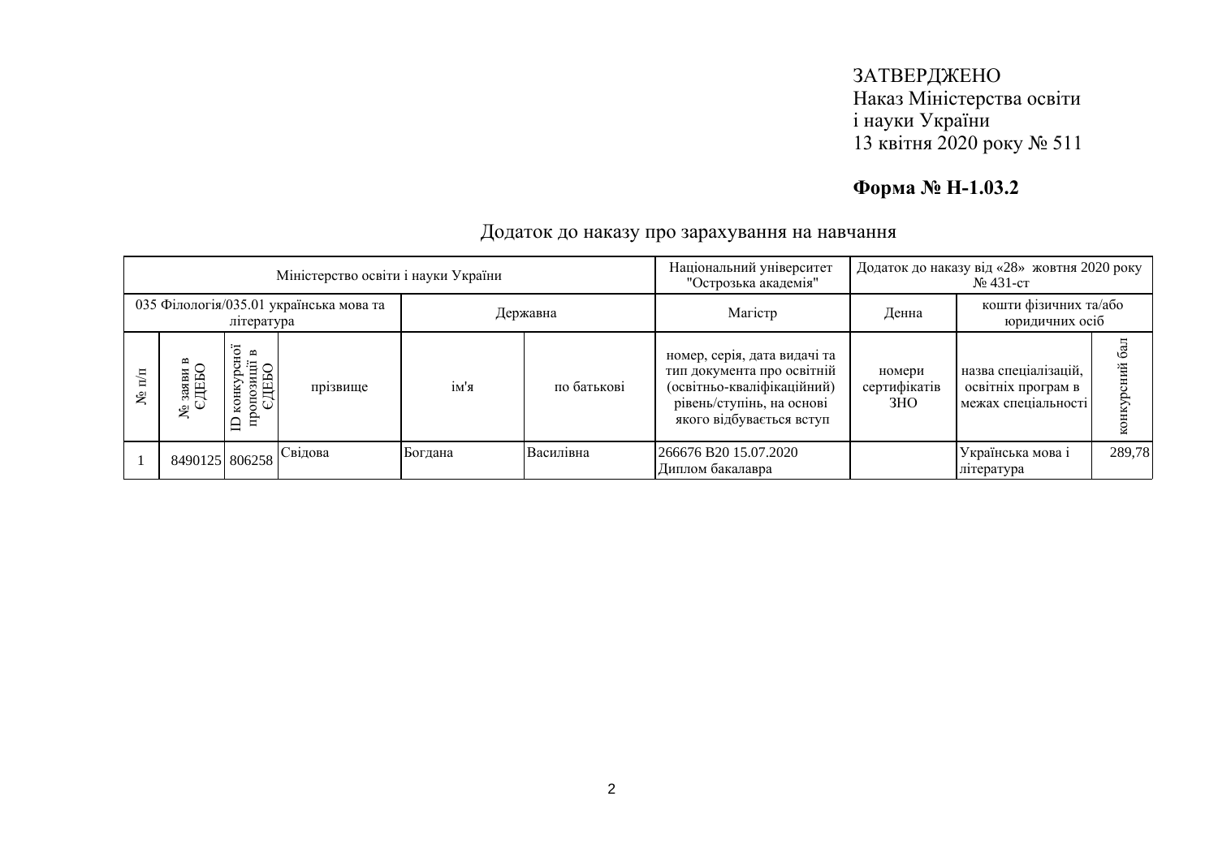ЗАТВЕРДЖЕНО
Наказ Міністерства освіти
і науки України
13 квітня 2020 року № 511

**Форма № Н-1.03.2**

## Додаток до наказу про зарахування на навчання

| Міністерство освіти і науки України | | | | | | Національний університет "Острозька академія" | Додаток до наказу від «28» жовтня 2020 року № 431-ст | | |
|---|---|---|---|---|---|---|---|---|---|
| 035 Філологія/035.01 українська мова та література | | | | Державна | | Магістр | Денна | кошти фізичних та/або юридичних осіб | |
| № п/п | № заяви в ЄДЕБО | ID конкурсної пропозиції в ЄДЕБО | прізвище | ім'я | по батькові | номер, серія, дата видачі та тип документа про освітній (освітньо-кваліфікаційний) рівень/ступінь, на основі якого відбувається вступ | номери сертифікатів ЗНО | назва спеціалізацій, освітніх програм в межах спеціальності | конкурсний бал |
| 1 | 8490125 | 806258 | Свідова | Богдана | Василівна | 266676 В20 15.07.2020 Диплом бакалавра | | Українська мова і література | 289,78 |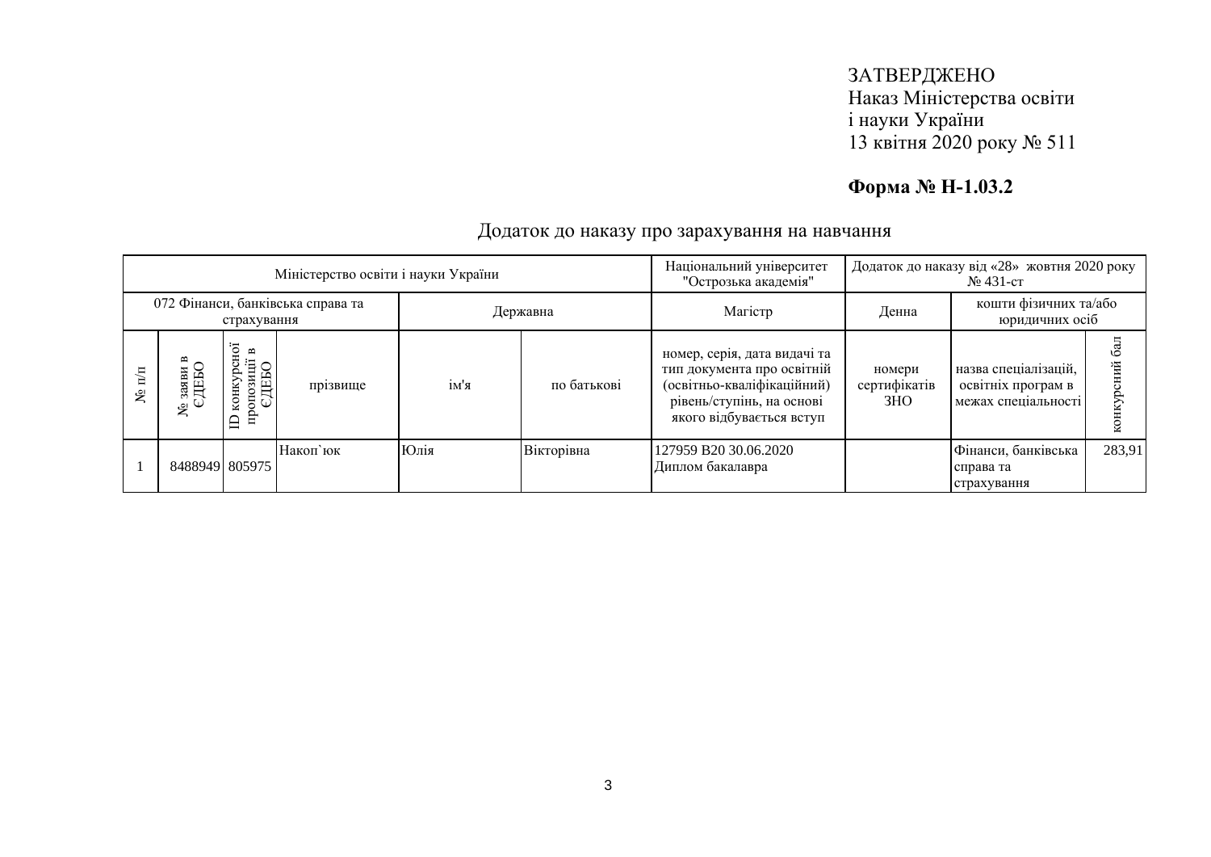ЗАТВЕРДЖЕНО
Наказ Міністерства освіти
і науки України
13 квітня 2020 року № 511

**Форма № Н-1.03.2**

## Додаток до наказу про зарахування на навчання

| Міністерство освіти і науки України | | | | | | Національний університет "Острозька академія" | Додаток до наказу від «28» жовтня 2020 року № 431-ст | | |
|---|---|---|---|---|---|---|---|---|---|
| 072 Фінанси, банківська справа та страхування | | | | Державна | | Магістр | Денна | кошти фізичних та/або юридичних осіб | |
| № п/п | № заяви в ЄДЕБО | ID конкурсної пропозиції в ЄДЕБО | прізвище | ім'я | по батькові | номер, серія, дата видачі та тип документа про освітній (освітньо-кваліфікаційний) рівень/ступінь, на основі якого відбувається вступ | номери сертифікатів ЗНО | назва спеціалізацій, освітніх програм в межах спеціальності | конкурсний бал |
| 1 | 8488949 | 805975 | Накоп`юк | Юлія | Вікторівна | 127959 В20 30.06.2020 Диплом бакалавра | | Фінанси, банківська справа та страхування | 283,91 |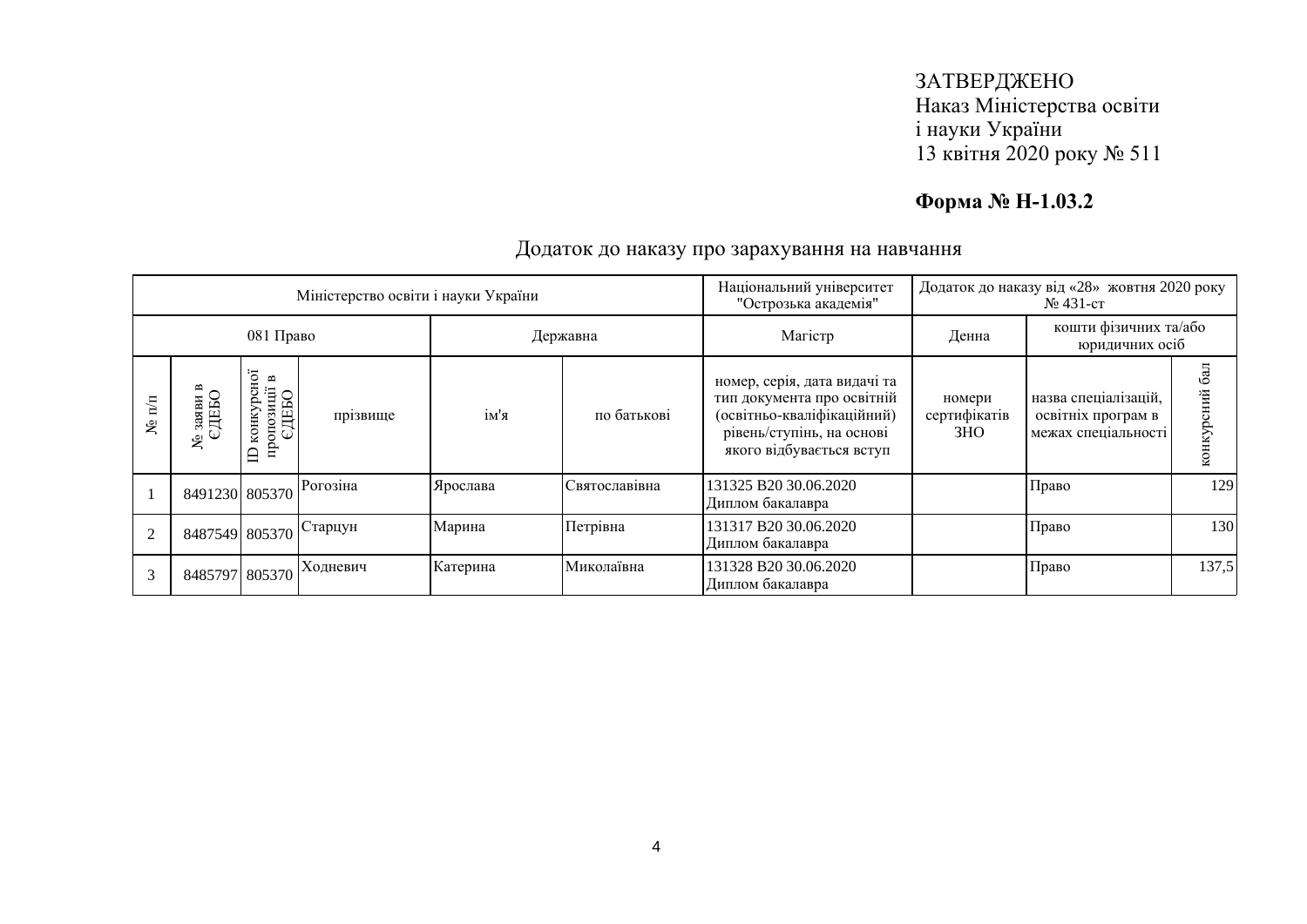ЗАТВЕРДЖЕНО
Наказ Міністерства освіти
і науки України
13 квітня 2020 року № 511

**Форма № Н-1.03.2**

## Додаток до наказу про зарахування на навчання

| Міністерство освіти і науки України | | | | | | Національний університет "Острозька академія" | Додаток до наказу від «28» жовтня 2020 року № 431-ст | | |
|---|---|---|---|---|---|---|---|---|---|
| 081 Право | | | | Державна | | Магістр | Денна | кошти фізичних та/або юридичних осіб | |
| № п/п | № заяви в ЄДЕБО | ID конкурсної пропозиції в ЄДЕБО | прізвище | ім'я | по батькові | номер, серія, дата видачі та тип документа про освітній (освітньо-кваліфікаційний) рівень/ступінь, на основі якого відбувається вступ | номери сертифікатів ЗНО | назва спеціалізацій, освітніх програм в межах спеціальності | конкурсний бал |
| 1 | 8491230 | 805370 | Рогозіна | Ярослава | Святославівна | 131325 В20 30.06.2020 Диплом бакалавра | | Право | 129 |
| 2 | 8487549 | 805370 | Старцун | Марина | Петрівна | 131317 В20 30.06.2020 Диплом бакалавра | | Право | 130 |
| 3 | 8485797 | 805370 | Ходневич | Катерина | Миколаївна | 131328 В20 30.06.2020 Диплом бакалавра | | Право | 137,5 |